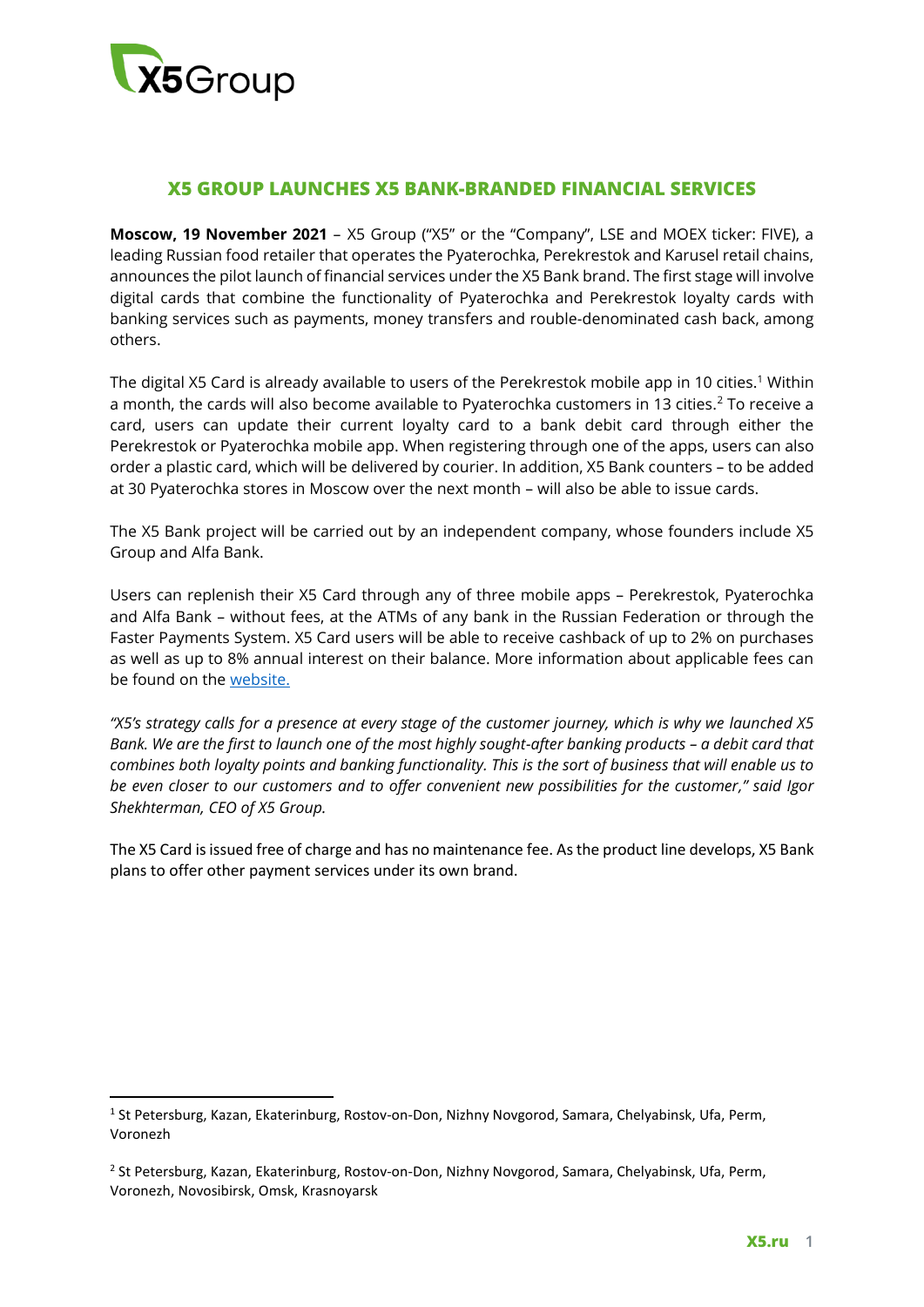# X5 GROUP LAUNCHES X5 BANK-BRANDED FINANCIAL SERVICES

**Moscow, 19 November 2021** – X5 Group ("X5" or the "Company", LSE and MOEX ticker: FIVE), a leading Russian food retailer that operates the Pyaterochka, Perekrestok and Karusel retail chains, announces the pilot launch of financial services under the X5 Bank brand. The first stage will involve digital cards that combine the functionality of Pyaterochka and Perekrestok loyalty cards with banking services such as payments, money transfers and rouble-denominated cash back, among others.

The digital X5 Card is already available to users of the Perekrestok mobile app in 10 cities.[1] Within a month, the cards will also become available to Pyaterochka customers in 13 cities.[2] To receive a card, users can update their current loyalty card to a bank debit card through either the Perekrestok or Pyaterochka mobile app. When registering through one of the apps, users can also order a plastic card, which will be delivered by courier. In addition, X5 Bank counters – to be added at 30 Pyaterochka stores in Moscow over the next month – will also be able to issue cards.

The X5 Bank project will be carried out by an independent company, whose founders include X5 Group and Alfa Bank.

Users can replenish their X5 Card through any of three mobile apps – Perekrestok, Pyaterochka and Alfa Bank – without fees, at the ATMs of any bank in the Russian Federation or through the Faster Payments System. X5 Card users will be able to receive cashback of up to 2% on purchases as well as up to 8% annual interest on their balance. More information about applicable fees can be found on the [website.](website)

*"X5's strategy calls for a presence at every stage of the customer journey, which is why we launched X5 Bank. We are the first to launch one of the most highly sought-after banking products – a debit card that combines both loyalty points and banking functionality. This is the sort of business that will enable us to be even closer to our customers and to offer convenient new possibilities for the customer," said Igor Shekhterman, CEO of X5 Group.*

The X5 Card is issued free of charge and has no maintenance fee. As the product line develops, X5 Bank plans to offer other payment services under its own brand.

---

[1] St Petersburg, Kazan, Ekaterinburg, Rostov-on-Don, Nizhny Novgorod, Samara, Chelyabinsk, Ufa, Perm, Voronezh

[2] St Petersburg, Kazan, Ekaterinburg, Rostov-on-Don, Nizhny Novgorod, Samara, Chelyabinsk, Ufa, Perm, Voronezh, Novosibirsk, Omsk, Krasnoyarsk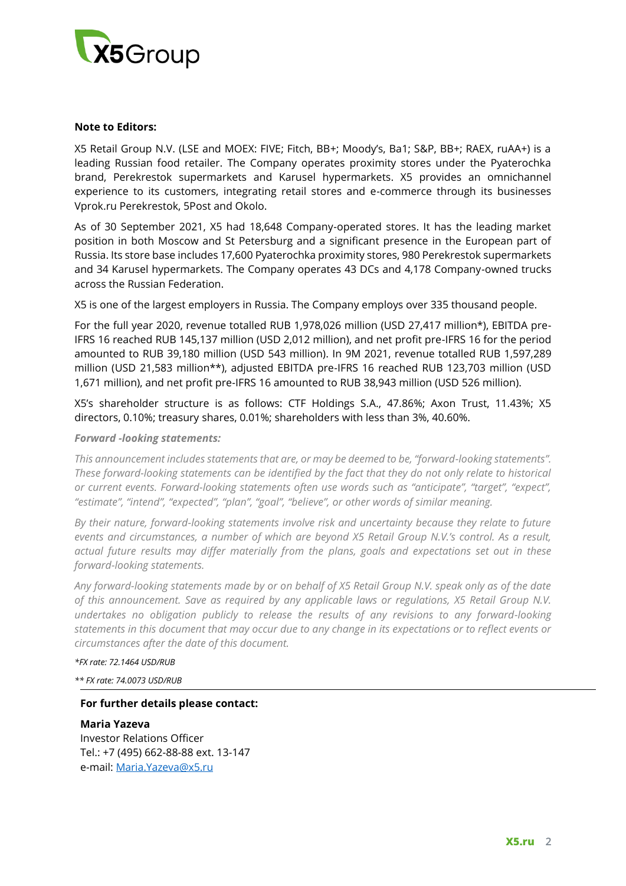**Note to Editors:**

X5 Retail Group N.V. (LSE and MOEX: FIVE; Fitch, BB+; Moody's, Ba1; S&P, BB+; RAEX, ruAA+) is a leading Russian food retailer. The Company operates proximity stores under the Pyaterochka brand, Perekrestok supermarkets and Karusel hypermarkets. X5 provides an omnichannel experience to its customers, integrating retail stores and e-commerce through its businesses Vprok.ru Perekrestok, 5Post and Okolo.

As of 30 September 2021, X5 had 18,648 Company-operated stores. It has the leading market position in both Moscow and St Petersburg and a significant presence in the European part of Russia. Its store base includes 17,600 Pyaterochka proximity stores, 980 Perekrestok supermarkets and 34 Karusel hypermarkets. The Company operates 43 DCs and 4,178 Company-owned trucks across the Russian Federation.

X5 is one of the largest employers in Russia. The Company employs over 335 thousand people.

For the full year 2020, revenue totalled RUB 1,978,026 million (USD 27,417 million*), EBITDA pre-IFRS 16 reached RUB 145,137 million (USD 2,012 million), and net profit pre-IFRS 16 for the period amounted to RUB 39,180 million (USD 543 million). In 9M 2021, revenue totalled RUB 1,597,289 million (USD 21,583 million**), adjusted EBITDA pre-IFRS 16 reached RUB 123,703 million (USD 1,671 million), and net profit pre-IFRS 16 amounted to RUB 38,943 million (USD 526 million).

X5's shareholder structure is as follows: CTF Holdings S.A., 47.86%; Axon Trust, 11.43%; X5 directors, 0.10%; treasury shares, 0.01%; shareholders with less than 3%, 40.60%.

***Forward -looking statements:***

*This announcement includes statements that are, or may be deemed to be, "forward-looking statements". These forward-looking statements can be identified by the fact that they do not only relate to historical or current events. Forward-looking statements often use words such as "anticipate", "target", "expect", "estimate", "intend", "expected", "plan", "goal", "believe", or other words of similar meaning.*

*By their nature, forward-looking statements involve risk and uncertainty because they relate to future events and circumstances, a number of which are beyond X5 Retail Group N.V.'s control. As a result, actual future results may differ materially from the plans, goals and expectations set out in these forward-looking statements.*

*Any forward-looking statements made by or on behalf of X5 Retail Group N.V. speak only as of the date of this announcement. Save as required by any applicable laws or regulations, X5 Retail Group N.V. undertakes no obligation publicly to release the results of any revisions to any forward-looking statements in this document that may occur due to any change in its expectations or to reflect events or circumstances after the date of this document.*

*\*FX rate: 72.1464 USD/RUB*

*\*\* FX rate: 74.0073 USD/RUB*

**For further details please contact:**

**Maria Yazeva**
Investor Relations Officer
Tel.: +7 (495) 662-88-88 ext. 13-147
e-mail: Maria.Yazeva@x5.ru